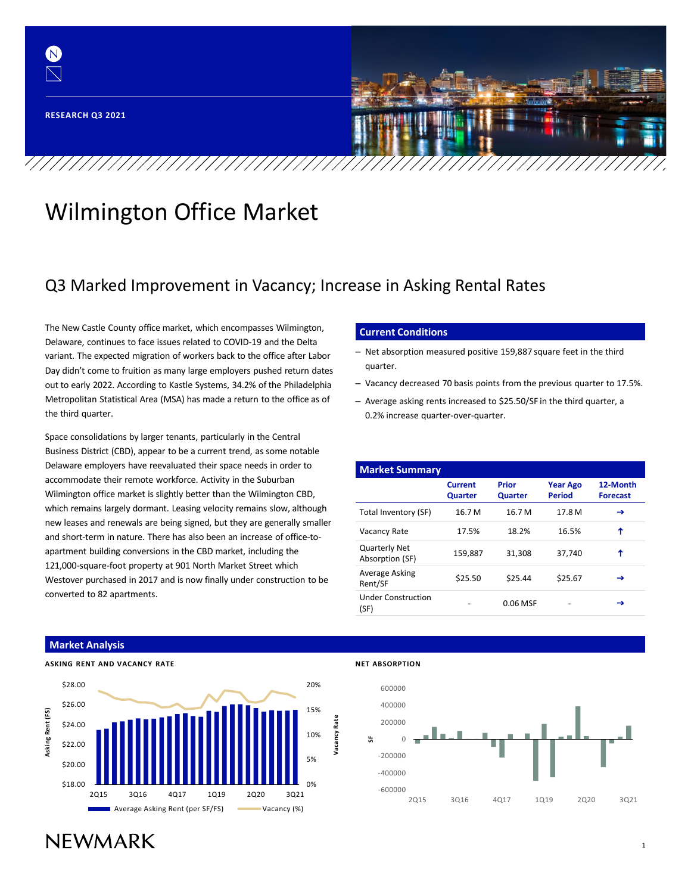RESEARCH Q3 2021

# Wilmington Office Market

## Q3 Marked Improvement in Vacancy; Increase in Asking Rental Rates

The New Castle County office market, which encompasses Wilmington, Delaware, continues to face issues related to COVID-19 and the Delta variant. The expected migration of workers back to the office after Labor Day didn't come to fruition as many large employers pushed return dates out to early 2022. According to Kastle Systems, 34.2% of the Philadelphia Metropolitan Statistical Area (MSA) has made a return to the office as of the third quarter.

Space consolidations by larger tenants, particularly in the Central Business District (CBD), appear to be a current trend, as some notable Delaware employers have reevaluated their space needs in order to accommodate their remote workforce. Activity in the Suburban Wilmington office market is slightly better than the Wilmington CBD, which remains largely dormant. Leasing velocity remains slow, although new leases and renewals are being signed, but they are generally smaller and short-term in nature. There has also been an increase of office-to-apartment building conversions in the CBD market, including the 121,000-square-foot property at 901 North Market Street which Westover purchased in 2017 and is now finally under construction to be converted to 82 apartments.

### Current Conditions

- Net absorption measured positive 159,887 square feet in the third quarter.
- Vacancy decreased 70 basis points from the previous quarter to 17.5%.
- Average asking rents increased to $25.50/SF in the third quarter, a 0.2% increase quarter-over-quarter.

### Market Summary

| | Current Quarter | Prior Quarter | Year Ago Period | 12-Month Forecast |
|---|---|---|---|---|
| Total Inventory (SF) | 16.7 M | 16.7 M | 17.8 M | → |
| Vacancy Rate | 17.5% | 18.2% | 16.5% | ↑ |
| Quarterly Net Absorption (SF) | 159,887 | 31,308 | 37,740 | ↑ |
| Average Asking Rent/SF | $25.50 | $25.44 | $25.67 | → |
| Under Construction (SF) | - | 0.06 MSF | - | → |

### Market Analysis

**ASKING RENT AND VACANCY RATE**

**NET ABSORPTION**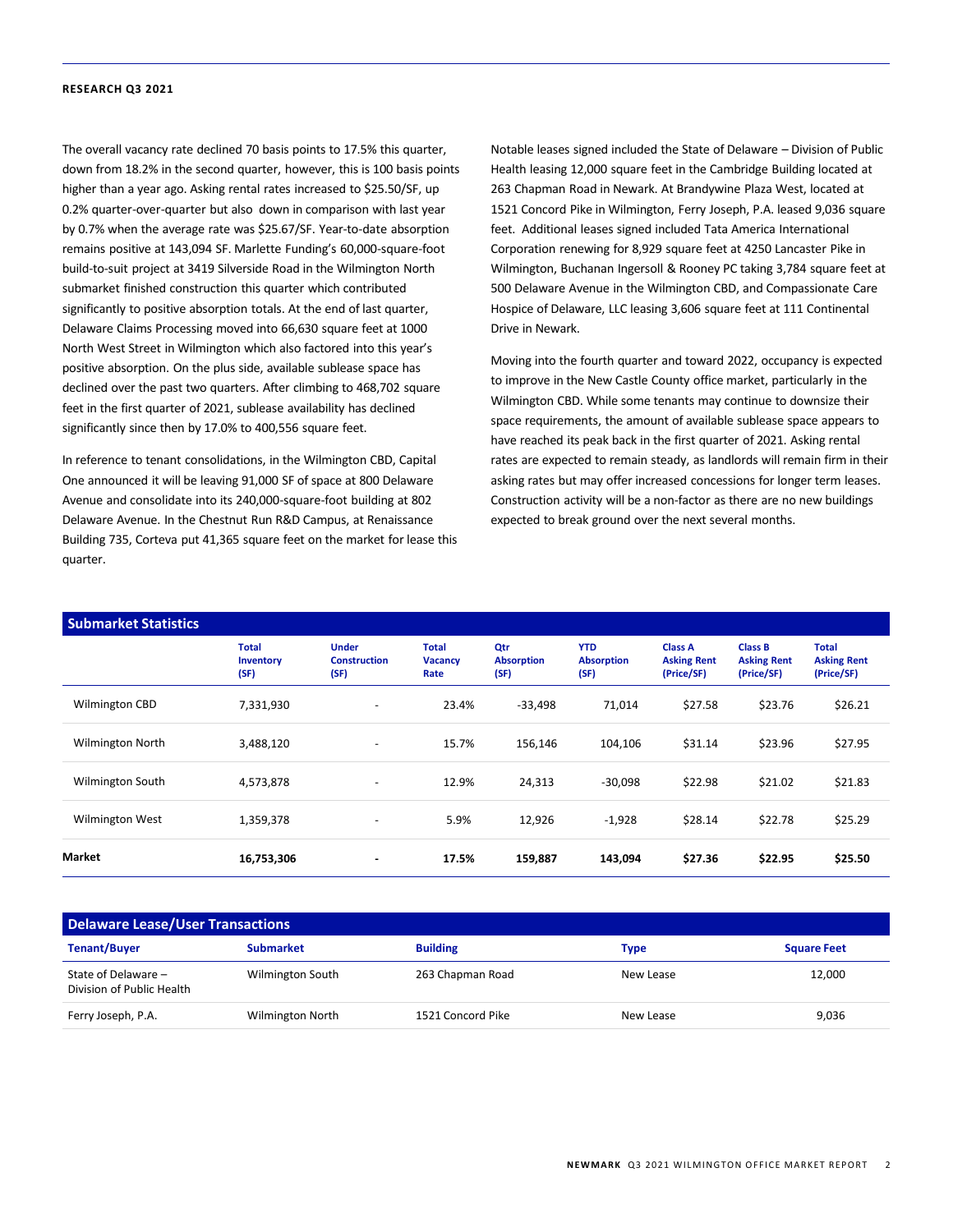The overall vacancy rate declined 70 basis points to 17.5% this quarter, down from 18.2% in the second quarter, however, this is 100 basis points higher than a year ago. Asking rental rates increased to $25.50/SF, up 0.2% quarter-over-quarter but also down in comparison with last year by 0.7% when the average rate was $25.67/SF. Year-to-date absorption remains positive at 143,094 SF. Marlette Funding's 60,000-square-foot build-to-suit project at 3419 Silverside Road in the Wilmington North submarket finished construction this quarter which contributed significantly to positive absorption totals. At the end of last quarter, Delaware Claims Processing moved into 66,630 square feet at 1000 North West Street in Wilmington which also factored into this year's positive absorption. On the plus side, available sublease space has declined over the past two quarters. After climbing to 468,702 square feet in the first quarter of 2021, sublease availability has declined significantly since then by 17.0% to 400,556 square feet.

In reference to tenant consolidations, in the Wilmington CBD, Capital One announced it will be leaving 91,000 SF of space at 800 Delaware Avenue and consolidate into its 240,000-square-foot building at 802 Delaware Avenue. In the Chestnut Run R&D Campus, at Renaissance Building 735, Corteva put 41,365 square feet on the market for lease this quarter.

Notable leases signed included the State of Delaware – Division of Public Health leasing 12,000 square feet in the Cambridge Building located at 263 Chapman Road in Newark. At Brandywine Plaza West, located at 1521 Concord Pike in Wilmington, Ferry Joseph, P.A. leased 9,036 square feet. Additional leases signed included Tata America International Corporation renewing for 8,929 square feet at 4250 Lancaster Pike in Wilmington, Buchanan Ingersoll & Rooney PC taking 3,784 square feet at 500 Delaware Avenue in the Wilmington CBD, and Compassionate Care Hospice of Delaware, LLC leasing 3,606 square feet at 111 Continental Drive in Newark.

Moving into the fourth quarter and toward 2022, occupancy is expected to improve in the New Castle County office market, particularly in the Wilmington CBD. While some tenants may continue to downsize their space requirements, the amount of available sublease space appears to have reached its peak back in the first quarter of 2021. Asking rental rates are expected to remain steady, as landlords will remain firm in their asking rates but may offer increased concessions for longer term leases. Construction activity will be a non-factor as there are no new buildings expected to break ground over the next several months.

## Submarket Statistics

| | Total Inventory (SF) | Under Construction (SF) | Total Vacancy Rate | Qtr Absorption (SF) | YTD Absorption (SF) | Class A Asking Rent (Price/SF) | Class B Asking Rent (Price/SF) | Total Asking Rent (Price/SF) |
|---|---|---|---|---|---|---|---|---|
| Wilmington CBD | 7,331,930 | - | 23.4% | -33,498 | 71,014 | $27.58 | $23.76 | $26.21 |
| Wilmington North | 3,488,120 | - | 15.7% | 156,146 | 104,106 | $31.14 | $23.96 | $27.95 |
| Wilmington South | 4,573,878 | - | 12.9% | 24,313 | -30,098 | $22.98 | $21.02 | $21.83 |
| Wilmington West | 1,359,378 | - | 5.9% | 12,926 | -1,928 | $28.14 | $22.78 | $25.29 |
| **Market** | **16,753,306** | **-** | **17.5%** | **159,887** | **143,094** | **$27.36** | **$22.95** | **$25.50** |

## Delaware Lease/User Transactions

| Tenant/Buyer | Submarket | Building | Type | Square Feet |
|---|---|---|---|---|
| State of Delaware – Division of Public Health | Wilmington South | 263 Chapman Road | New Lease | 12,000 |
| Ferry Joseph, P.A. | Wilmington North | 1521 Concord Pike | New Lease | 9,036 |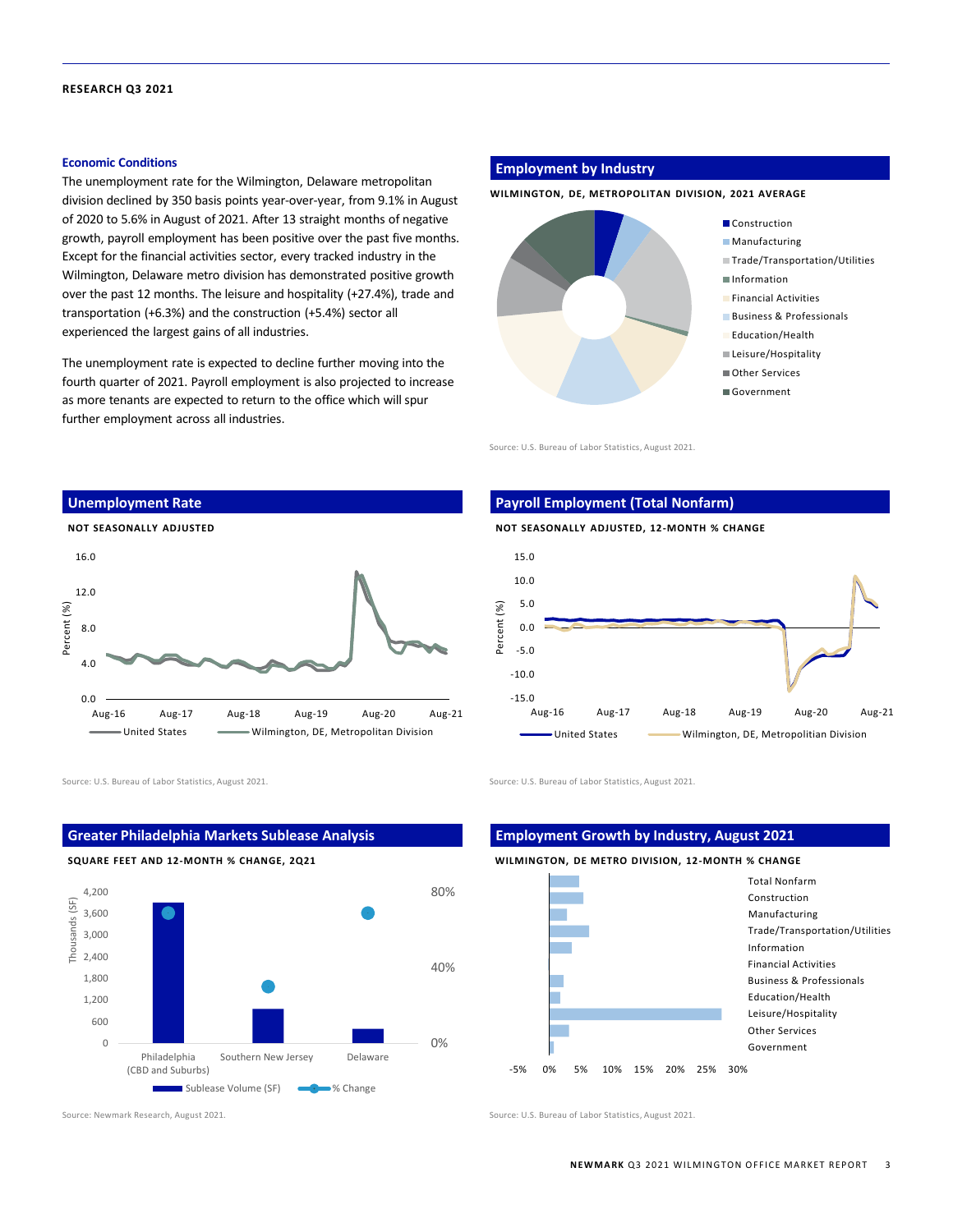### Economic Conditions

The unemployment rate for the Wilmington, Delaware metropolitan division declined by 350 basis points year-over-year, from 9.1% in August of 2020 to 5.6% in August of 2021. After 13 straight months of negative growth, payroll employment has been positive over the past five months. Except for the financial activities sector, every tracked industry in the Wilmington, Delaware metro division has demonstrated positive growth over the past 12 months. The leisure and hospitality (+27.4%), trade and transportation (+6.3%) and the construction (+5.4%) sector all experienced the largest gains of all industries.

The unemployment rate is expected to decline further moving into the fourth quarter of 2021. Payroll employment is also projected to increase as more tenants are expected to return to the office which will spur further employment across all industries.

## Employment by Industry

WILMINGTON, DE, METROPOLITAN DIVISION, 2021 AVERAGE

- Construction
- Manufacturing
- Trade/Transportation/Utilities
- Information
- Financial Activities
- Business & Professionals
- Education/Health
- Leisure/Hospitality
- Other Services
- Government

Source: U.S. Bureau of Labor Statistics, August 2021.

## Unemployment Rate

NOT SEASONALLY ADJUSTED

Percent (%): 0.0, 4.0, 8.0, 12.0, 16.0

Aug-16, Aug-17, Aug-18, Aug-19, Aug-20, Aug-21

United States — Wilmington, DE, Metropolitan Division

Source: U.S. Bureau of Labor Statistics, August 2021.

## Payroll Employment (Total Nonfarm)

NOT SEASONALLY ADJUSTED, 12-MONTH % CHANGE

Percent (%): -15.0, -10.0, -5.0, 0.0, 5.0, 10.0, 15.0

Aug-16, Aug-17, Aug-18, Aug-19, Aug-20, Aug-21

United States — Wilmington, DE, Metropolitan Division

Source: U.S. Bureau of Labor Statistics, August 2021.

## Greater Philadelphia Markets Sublease Analysis

SQUARE FEET AND 12-MONTH % CHANGE, 2Q21

Thousands (SF): 0, 600, 1,200, 1,800, 2,400, 3,000, 3,600, 4,200

0%, 40%, 80%

Philadelphia (CBD and Suburbs), Southern New Jersey, Delaware

Sublease Volume (SF) — % Change

Source: Newmark Research, August 2021.

## Employment Growth by Industry, August 2021

WILMINGTON, DE METRO DIVISION, 12-MONTH % CHANGE

- Total Nonfarm
- Construction
- Manufacturing
- Trade/Transportation/Utilities
- Information
- Financial Activities
- Business & Professionals
- Education/Health
- Leisure/Hospitality
- Other Services
- Government

-5%, 0%, 5%, 10%, 15%, 20%, 25%, 30%

Source: U.S. Bureau of Labor Statistics, August 2021.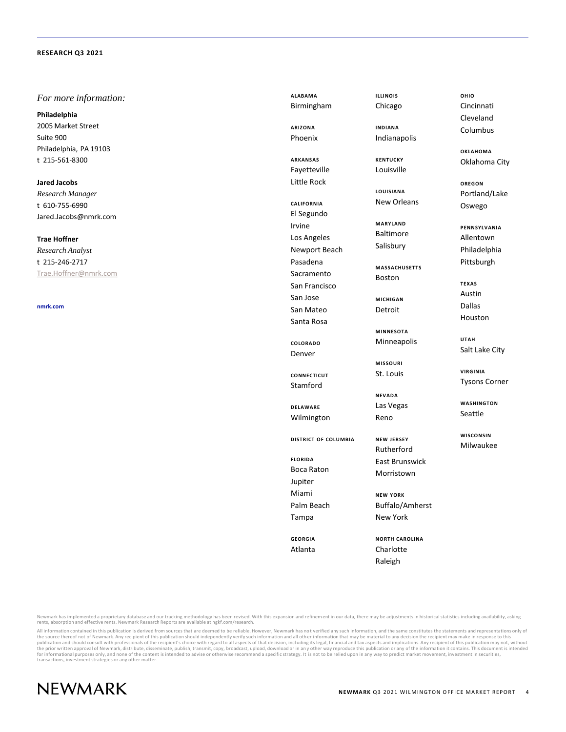RESEARCH Q3 2021

*For more information:*

**Philadelphia**
2005 Market Street
Suite 900
Philadelphia, PA 19103
t 215-561-8300

**Jared Jacobs**
*Research Manager*
t 610-755-6990
Jared.Jacobs@nmrk.com

**Trae Hoffner**
*Research Analyst*
t 215-246-2717
Trae.Hoffner@nmrk.com

**nmrk.com**

**ALABAMA**
Birmingham

**ARIZONA**
Phoenix

**ARKANSAS**
Fayetteville
Little Rock

**CALIFORNIA**
El Segundo
Irvine
Los Angeles
Newport Beach
Pasadena
Sacramento
San Francisco
San Jose
San Mateo
Santa Rosa

**COLORADO**
Denver

**CONNECTICUT**
Stamford

**DELAWARE**
Wilmington

**DISTRICT OF COLUMBIA**

**FLORIDA**
Boca Raton
Jupiter
Miami
Palm Beach
Tampa

**GEORGIA**
Atlanta

**ILLINOIS**
Chicago

**INDIANA**
Indianapolis

**KENTUCKY**
Louisville

**LOUISIANA**
New Orleans

**MARYLAND**
Baltimore
Salisbury

**MASSACHUSETTS**
Boston

**MICHIGAN**
Detroit

**MINNESOTA**
Minneapolis

**MISSOURI**
St. Louis

**NEVADA**
Las Vegas
Reno

**NEW JERSEY**
Rutherford
East Brunswick
Morristown

**NEW YORK**
Buffalo/Amherst
New York

**NORTH CAROLINA**
Charlotte
Raleigh

**OHIO**
Cincinnati
Cleveland
Columbus

**OKLAHOMA**
Oklahoma City

**OREGON**
Portland/Lake Oswego

**PENNSYLVANIA**
Allentown
Philadelphia
Pittsburgh

**TEXAS**
Austin
Dallas
Houston

**UTAH**
Salt Lake City

**VIRGINIA**
Tysons Corner

**WASHINGTON**
Seattle

**WISCONSIN**
Milwaukee

Newmark has implemented a proprietary database and our tracking methodology has been revised. With this expansion and refinement in our data, there may be adjustments in historical statistics including availability, asking rents, absorption and effective rents. Newmark Research Reports are available at ngkf.com/research.

All information contained in this publication is derived from sources that are deemed to be reliable. However, Newmark has not verified any such information, and the same constitutes the statements and representations only of the source thereof not of Newmark. Any recipient of this publication should independently verify such information and all other information that may be material to any decision the recipient may make in response to this publication and should consult with professionals of the recipient's choice with regard to all aspects of that decision, including its legal, financial and tax aspects and implications. Any recipient of this publication may not, without the prior written approval of Newmark, distribute, disseminate, publish, transmit, copy, broadcast, upload, download or in any other way reproduce this publication or any of the information it contains. This document is intended for informational purposes only, and none of the content is intended to advise or otherwise recommend a specific strategy. It is not to be relied upon in any way to predict market movement, investment in securities, transactions, investment strategies or any other matter.

NEWMARK